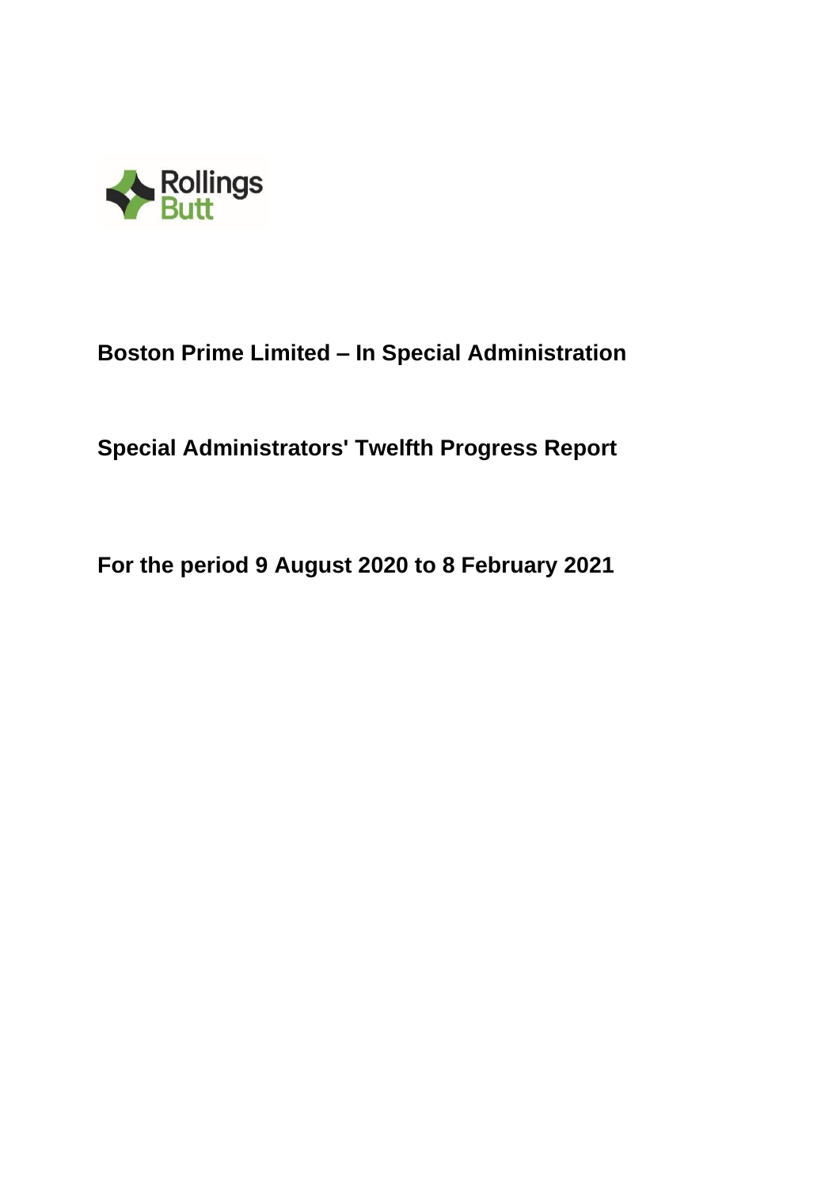# Boston Prime Limited – In Special Administration

## Special Administrators' Twelfth Progress Report

## For the period 9 August 2020 to 8 February 2021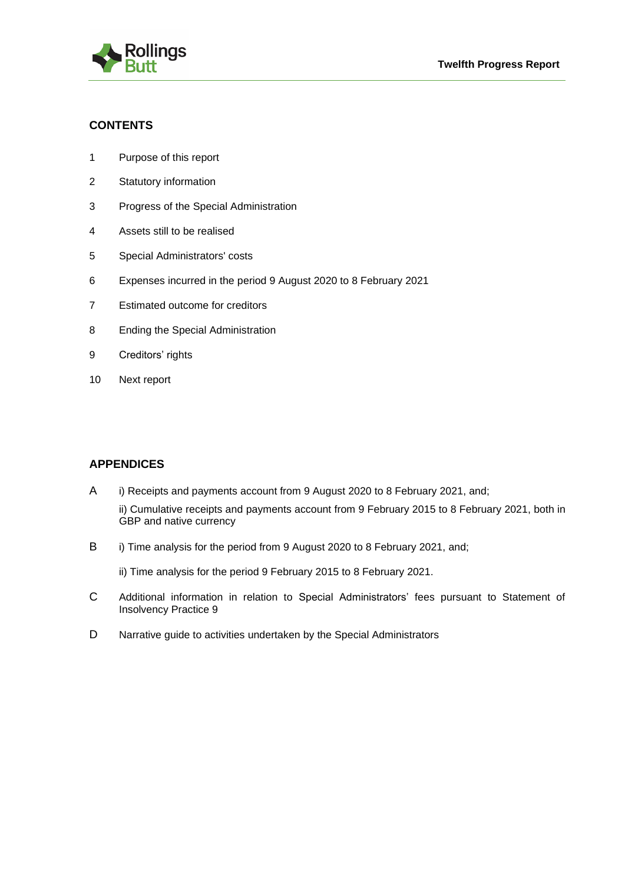## CONTENTS

1 Purpose of this report

2 Statutory information

3 Progress of the Special Administration

4 Assets still to be realised

5 Special Administrators' costs

6 Expenses incurred in the period 9 August 2020 to 8 February 2021

7 Estimated outcome for creditors

8 Ending the Special Administration

9 Creditors' rights

10 Next report

## APPENDICES

A i) Receipts and payments account from 9 August 2020 to 8 February 2021, and;

ii) Cumulative receipts and payments account from 9 February 2015 to 8 February 2021, both in GBP and native currency

B i) Time analysis for the period from 9 August 2020 to 8 February 2021, and;

ii) Time analysis for the period 9 February 2015 to 8 February 2021.

C Additional information in relation to Special Administrators' fees pursuant to Statement of Insolvency Practice 9

D Narrative guide to activities undertaken by the Special Administrators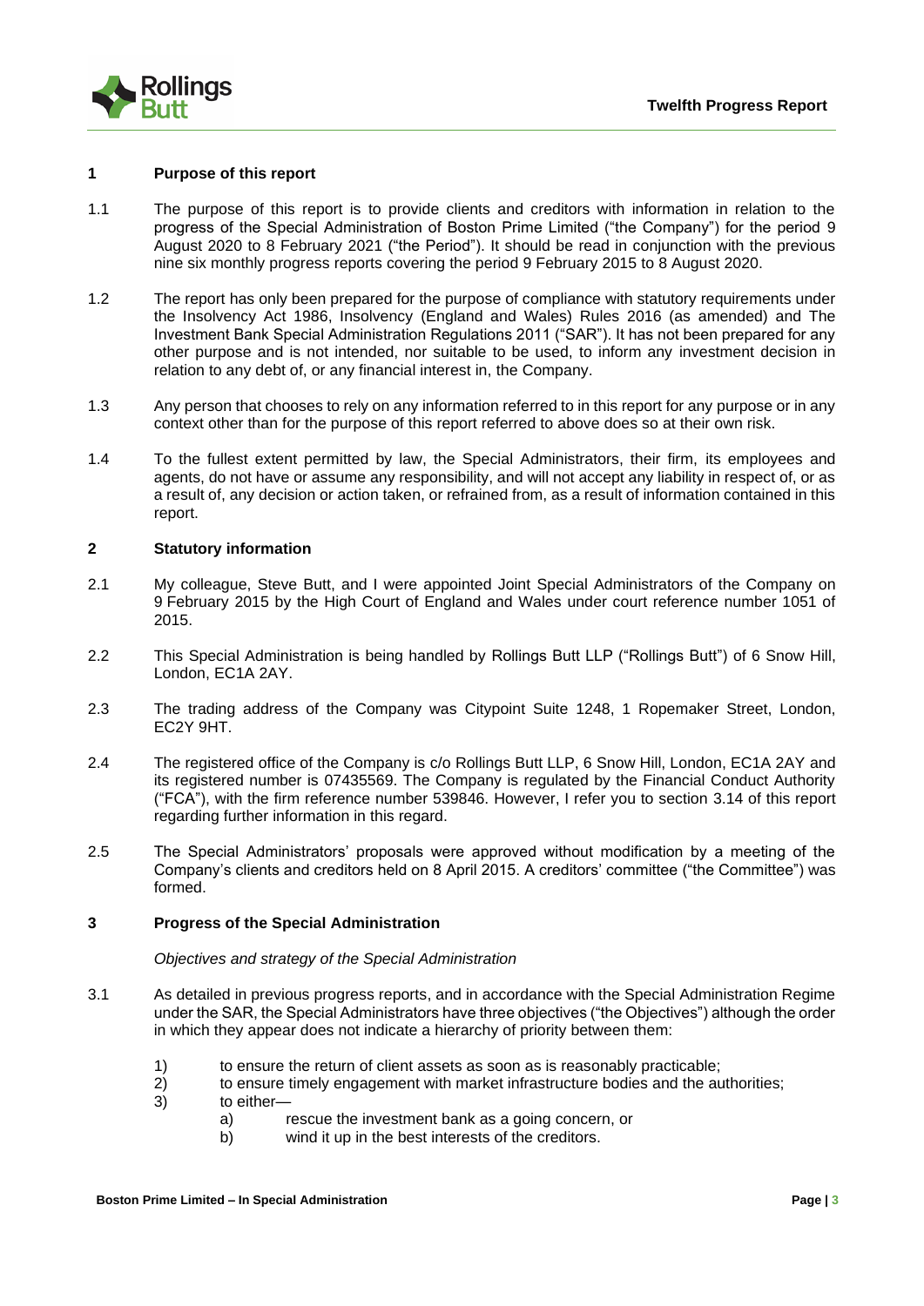## 1 Purpose of this report

1.1 The purpose of this report is to provide clients and creditors with information in relation to the progress of the Special Administration of Boston Prime Limited ("the Company") for the period 9 August 2020 to 8 February 2021 ("the Period"). It should be read in conjunction with the previous nine six monthly progress reports covering the period 9 February 2015 to 8 August 2020.

1.2 The report has only been prepared for the purpose of compliance with statutory requirements under the Insolvency Act 1986, Insolvency (England and Wales) Rules 2016 (as amended) and The Investment Bank Special Administration Regulations 2011 ("SAR"). It has not been prepared for any other purpose and is not intended, nor suitable to be used, to inform any investment decision in relation to any debt of, or any financial interest in, the Company.

1.3 Any person that chooses to rely on any information referred to in this report for any purpose or in any context other than for the purpose of this report referred to above does so at their own risk.

1.4 To the fullest extent permitted by law, the Special Administrators, their firm, its employees and agents, do not have or assume any responsibility, and will not accept any liability in respect of, or as a result of, any decision or action taken, or refrained from, as a result of information contained in this report.

## 2 Statutory information

2.1 My colleague, Steve Butt, and I were appointed Joint Special Administrators of the Company on 9 February 2015 by the High Court of England and Wales under court reference number 1051 of 2015.

2.2 This Special Administration is being handled by Rollings Butt LLP ("Rollings Butt") of 6 Snow Hill, London, EC1A 2AY.

2.3 The trading address of the Company was Citypoint Suite 1248, 1 Ropemaker Street, London, EC2Y 9HT.

2.4 The registered office of the Company is c/o Rollings Butt LLP, 6 Snow Hill, London, EC1A 2AY and its registered number is 07435569. The Company is regulated by the Financial Conduct Authority ("FCA"), with the firm reference number 539846. However, I refer you to section 3.14 of this report regarding further information in this regard.

2.5 The Special Administrators' proposals were approved without modification by a meeting of the Company's clients and creditors held on 8 April 2015. A creditors' committee ("the Committee") was formed.

## 3 Progress of the Special Administration

*Objectives and strategy of the Special Administration*

3.1 As detailed in previous progress reports, and in accordance with the Special Administration Regime under the SAR, the Special Administrators have three objectives ("the Objectives") although the order in which they appear does not indicate a hierarchy of priority between them:

1) to ensure the return of client assets as soon as is reasonably practicable;
2) to ensure timely engagement with market infrastructure bodies and the authorities;
3) to either—
   a) rescue the investment bank as a going concern, or
   b) wind it up in the best interests of the creditors.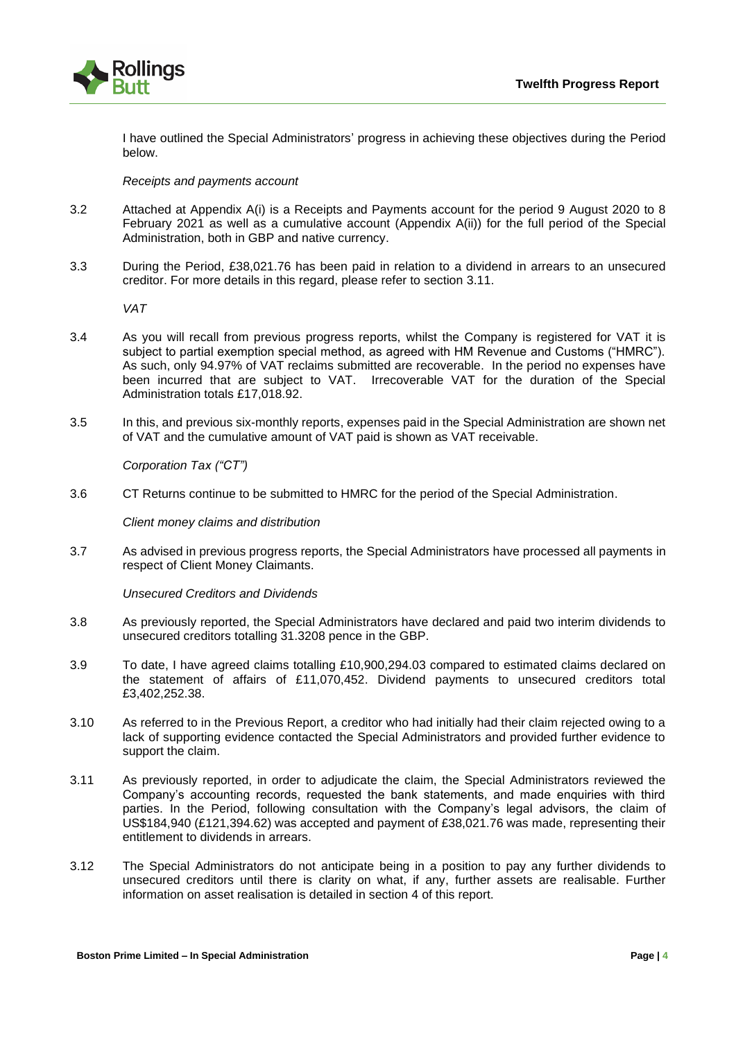I have outlined the Special Administrators' progress in achieving these objectives during the Period below.

*Receipts and payments account*

3.2 Attached at Appendix A(i) is a Receipts and Payments account for the period 9 August 2020 to 8 February 2021 as well as a cumulative account (Appendix A(ii)) for the full period of the Special Administration, both in GBP and native currency.

3.3 During the Period, £38,021.76 has been paid in relation to a dividend in arrears to an unsecured creditor. For more details in this regard, please refer to section 3.11.

*VAT*

3.4 As you will recall from previous progress reports, whilst the Company is registered for VAT it is subject to partial exemption special method, as agreed with HM Revenue and Customs ("HMRC"). As such, only 94.97% of VAT reclaims submitted are recoverable. In the period no expenses have been incurred that are subject to VAT. Irrecoverable VAT for the duration of the Special Administration totals £17,018.92.

3.5 In this, and previous six-monthly reports, expenses paid in the Special Administration are shown net of VAT and the cumulative amount of VAT paid is shown as VAT receivable.

*Corporation Tax ("CT")*

3.6 CT Returns continue to be submitted to HMRC for the period of the Special Administration.

*Client money claims and distribution*

3.7 As advised in previous progress reports, the Special Administrators have processed all payments in respect of Client Money Claimants.

*Unsecured Creditors and Dividends*

3.8 As previously reported, the Special Administrators have declared and paid two interim dividends to unsecured creditors totalling 31.3208 pence in the GBP.

3.9 To date, I have agreed claims totalling £10,900,294.03 compared to estimated claims declared on the statement of affairs of £11,070,452. Dividend payments to unsecured creditors total £3,402,252.38.

3.10 As referred to in the Previous Report, a creditor who had initially had their claim rejected owing to a lack of supporting evidence contacted the Special Administrators and provided further evidence to support the claim.

3.11 As previously reported, in order to adjudicate the claim, the Special Administrators reviewed the Company's accounting records, requested the bank statements, and made enquiries with third parties. In the Period, following consultation with the Company's legal advisors, the claim of US$184,940 (£121,394.62) was accepted and payment of £38,021.76 was made, representing their entitlement to dividends in arrears.

3.12 The Special Administrators do not anticipate being in a position to pay any further dividends to unsecured creditors until there is clarity on what, if any, further assets are realisable. Further information on asset realisation is detailed in section 4 of this report.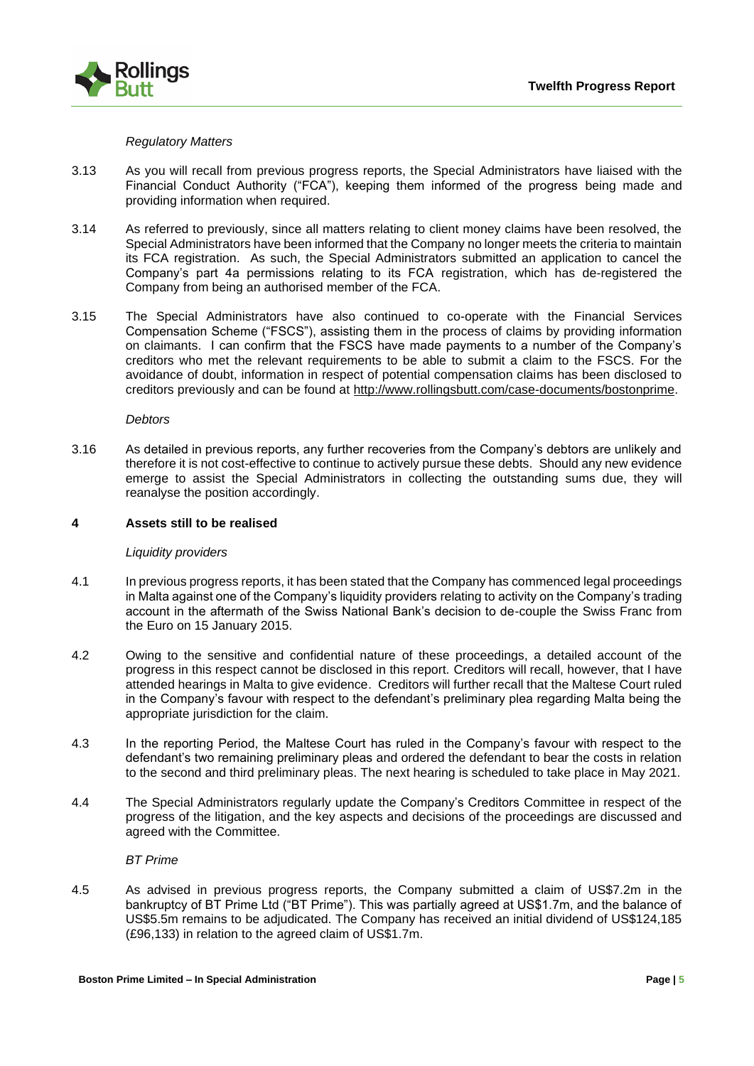*Regulatory Matters*

3.13 As you will recall from previous progress reports, the Special Administrators have liaised with the Financial Conduct Authority ("FCA"), keeping them informed of the progress being made and providing information when required.

3.14 As referred to previously, since all matters relating to client money claims have been resolved, the Special Administrators have been informed that the Company no longer meets the criteria to maintain its FCA registration. As such, the Special Administrators submitted an application to cancel the Company's part 4a permissions relating to its FCA registration, which has de-registered the Company from being an authorised member of the FCA.

3.15 The Special Administrators have also continued to co-operate with the Financial Services Compensation Scheme ("FSCS"), assisting them in the process of claims by providing information on claimants. I can confirm that the FSCS have made payments to a number of the Company's creditors who met the relevant requirements to be able to submit a claim to the FSCS. For the avoidance of doubt, information in respect of potential compensation claims has been disclosed to creditors previously and can be found at http://www.rollingsbutt.com/case-documents/bostonprime.

*Debtors*

3.16 As detailed in previous reports, any further recoveries from the Company's debtors are unlikely and therefore it is not cost-effective to continue to actively pursue these debts. Should any new evidence emerge to assist the Special Administrators in collecting the outstanding sums due, they will reanalyse the position accordingly.

## 4 Assets still to be realised

*Liquidity providers*

4.1 In previous progress reports, it has been stated that the Company has commenced legal proceedings in Malta against one of the Company's liquidity providers relating to activity on the Company's trading account in the aftermath of the Swiss National Bank's decision to de-couple the Swiss Franc from the Euro on 15 January 2015.

4.2 Owing to the sensitive and confidential nature of these proceedings, a detailed account of the progress in this respect cannot be disclosed in this report. Creditors will recall, however, that I have attended hearings in Malta to give evidence. Creditors will further recall that the Maltese Court ruled in the Company's favour with respect to the defendant's preliminary plea regarding Malta being the appropriate jurisdiction for the claim.

4.3 In the reporting Period, the Maltese Court has ruled in the Company's favour with respect to the defendant's two remaining preliminary pleas and ordered the defendant to bear the costs in relation to the second and third preliminary pleas. The next hearing is scheduled to take place in May 2021.

4.4 The Special Administrators regularly update the Company's Creditors Committee in respect of the progress of the litigation, and the key aspects and decisions of the proceedings are discussed and agreed with the Committee.

*BT Prime*

4.5 As advised in previous progress reports, the Company submitted a claim of US$7.2m in the bankruptcy of BT Prime Ltd ("BT Prime"). This was partially agreed at US$1.7m, and the balance of US$5.5m remains to be adjudicated. The Company has received an initial dividend of US$124,185 (£96,133) in relation to the agreed claim of US$1.7m.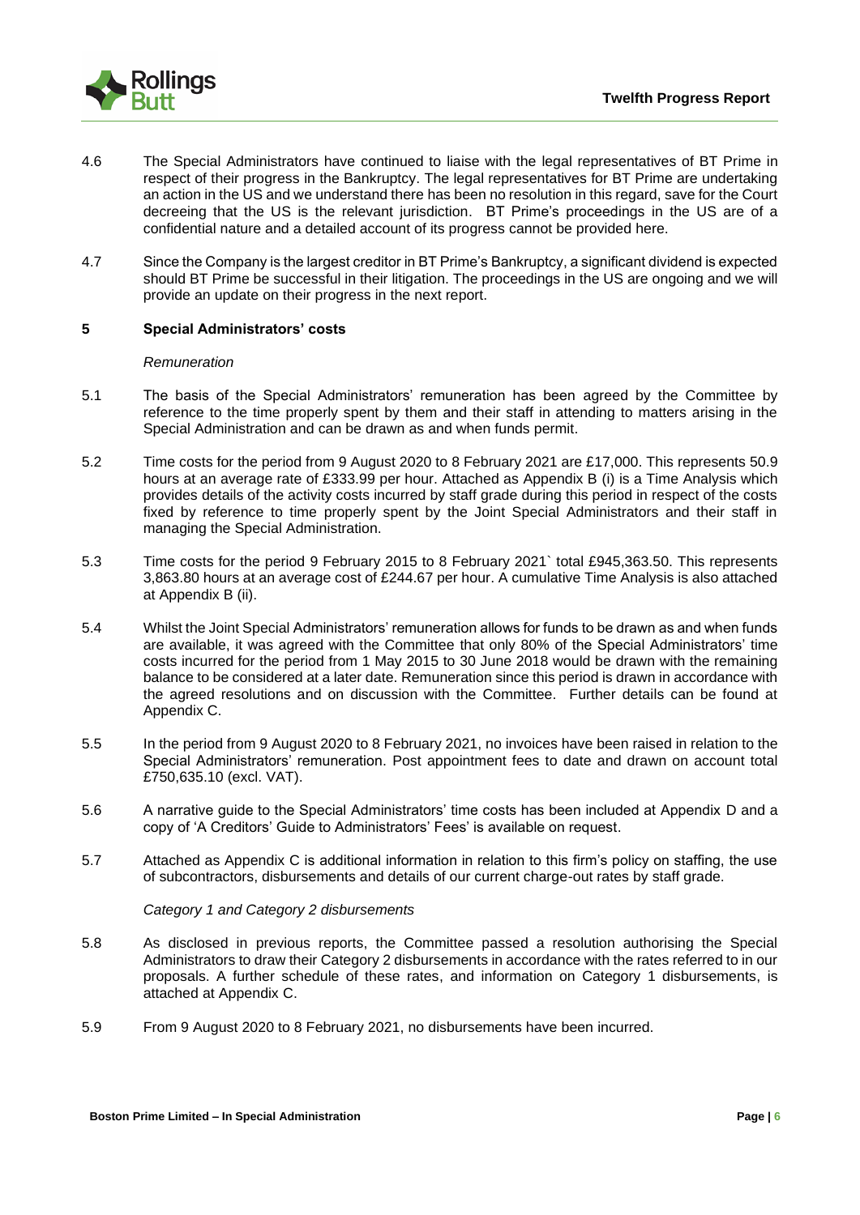4.6 The Special Administrators have continued to liaise with the legal representatives of BT Prime in respect of their progress in the Bankruptcy. The legal representatives for BT Prime are undertaking an action in the US and we understand there has been no resolution in this regard, save for the Court decreeing that the US is the relevant jurisdiction. BT Prime's proceedings in the US are of a confidential nature and a detailed account of its progress cannot be provided here.

4.7 Since the Company is the largest creditor in BT Prime's Bankruptcy, a significant dividend is expected should BT Prime be successful in their litigation. The proceedings in the US are ongoing and we will provide an update on their progress in the next report.

## 5 Special Administrators' costs

*Remuneration*

5.1 The basis of the Special Administrators' remuneration has been agreed by the Committee by reference to the time properly spent by them and their staff in attending to matters arising in the Special Administration and can be drawn as and when funds permit.

5.2 Time costs for the period from 9 August 2020 to 8 February 2021 are £17,000. This represents 50.9 hours at an average rate of £333.99 per hour. Attached as Appendix B (i) is a Time Analysis which provides details of the activity costs incurred by staff grade during this period in respect of the costs fixed by reference to time properly spent by the Joint Special Administrators and their staff in managing the Special Administration.

5.3 Time costs for the period 9 February 2015 to 8 February 2021` total £945,363.50. This represents 3,863.80 hours at an average cost of £244.67 per hour. A cumulative Time Analysis is also attached at Appendix B (ii).

5.4 Whilst the Joint Special Administrators' remuneration allows for funds to be drawn as and when funds are available, it was agreed with the Committee that only 80% of the Special Administrators' time costs incurred for the period from 1 May 2015 to 30 June 2018 would be drawn with the remaining balance to be considered at a later date. Remuneration since this period is drawn in accordance with the agreed resolutions and on discussion with the Committee. Further details can be found at Appendix C.

5.5 In the period from 9 August 2020 to 8 February 2021, no invoices have been raised in relation to the Special Administrators' remuneration. Post appointment fees to date and drawn on account total £750,635.10 (excl. VAT).

5.6 A narrative guide to the Special Administrators' time costs has been included at Appendix D and a copy of 'A Creditors' Guide to Administrators' Fees' is available on request.

5.7 Attached as Appendix C is additional information in relation to this firm's policy on staffing, the use of subcontractors, disbursements and details of our current charge-out rates by staff grade.

*Category 1 and Category 2 disbursements*

5.8 As disclosed in previous reports, the Committee passed a resolution authorising the Special Administrators to draw their Category 2 disbursements in accordance with the rates referred to in our proposals. A further schedule of these rates, and information on Category 1 disbursements, is attached at Appendix C.

5.9 From 9 August 2020 to 8 February 2021, no disbursements have been incurred.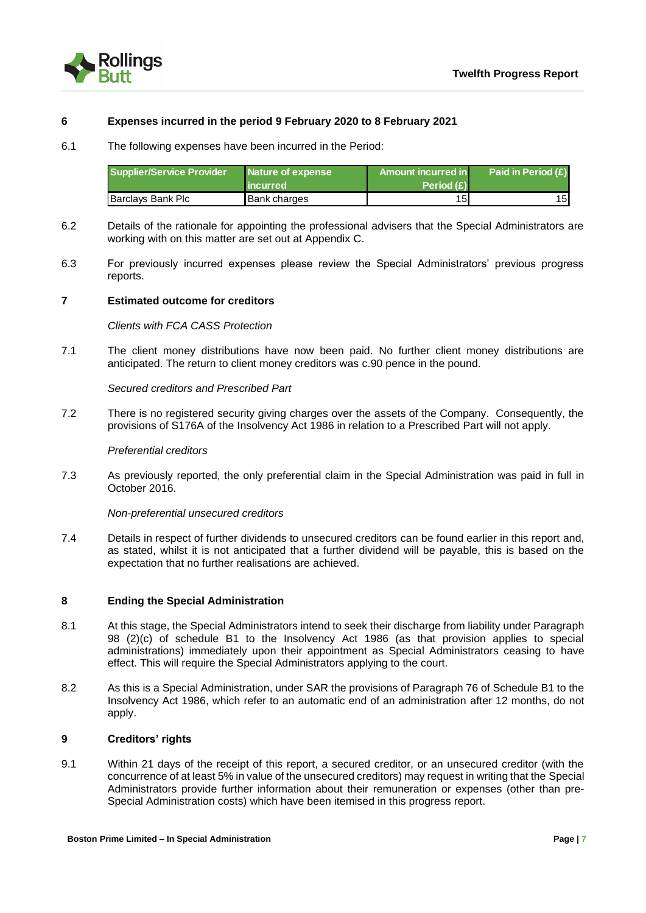## 6 Expenses incurred in the period 9 February 2020 to 8 February 2021

6.1 The following expenses have been incurred in the Period:

| Supplier/Service Provider | Nature of expense incurred | Amount incurred in Period (£) | Paid in Period (£) |
|---|---|---|---|
| Barclays Bank Plc | Bank charges | 15 | 15 |

6.2 Details of the rationale for appointing the professional advisers that the Special Administrators are working with on this matter are set out at Appendix C.

6.3 For previously incurred expenses please review the Special Administrators' previous progress reports.

## 7 Estimated outcome for creditors

*Clients with FCA CASS Protection*

7.1 The client money distributions have now been paid. No further client money distributions are anticipated. The return to client money creditors was c.90 pence in the pound.

*Secured creditors and Prescribed Part*

7.2 There is no registered security giving charges over the assets of the Company. Consequently, the provisions of S176A of the Insolvency Act 1986 in relation to a Prescribed Part will not apply.

*Preferential creditors*

7.3 As previously reported, the only preferential claim in the Special Administration was paid in full in October 2016.

*Non-preferential unsecured creditors*

7.4 Details in respect of further dividends to unsecured creditors can be found earlier in this report and, as stated, whilst it is not anticipated that a further dividend will be payable, this is based on the expectation that no further realisations are achieved.

## 8 Ending the Special Administration

8.1 At this stage, the Special Administrators intend to seek their discharge from liability under Paragraph 98 (2)(c) of schedule B1 to the Insolvency Act 1986 (as that provision applies to special administrations) immediately upon their appointment as Special Administrators ceasing to have effect. This will require the Special Administrators applying to the court.

8.2 As this is a Special Administration, under SAR the provisions of Paragraph 76 of Schedule B1 to the Insolvency Act 1986, which refer to an automatic end of an administration after 12 months, do not apply.

## 9 Creditors' rights

9.1 Within 21 days of the receipt of this report, a secured creditor, or an unsecured creditor (with the concurrence of at least 5% in value of the unsecured creditors) may request in writing that the Special Administrators provide further information about their remuneration or expenses (other than pre-Special Administration costs) which have been itemised in this progress report.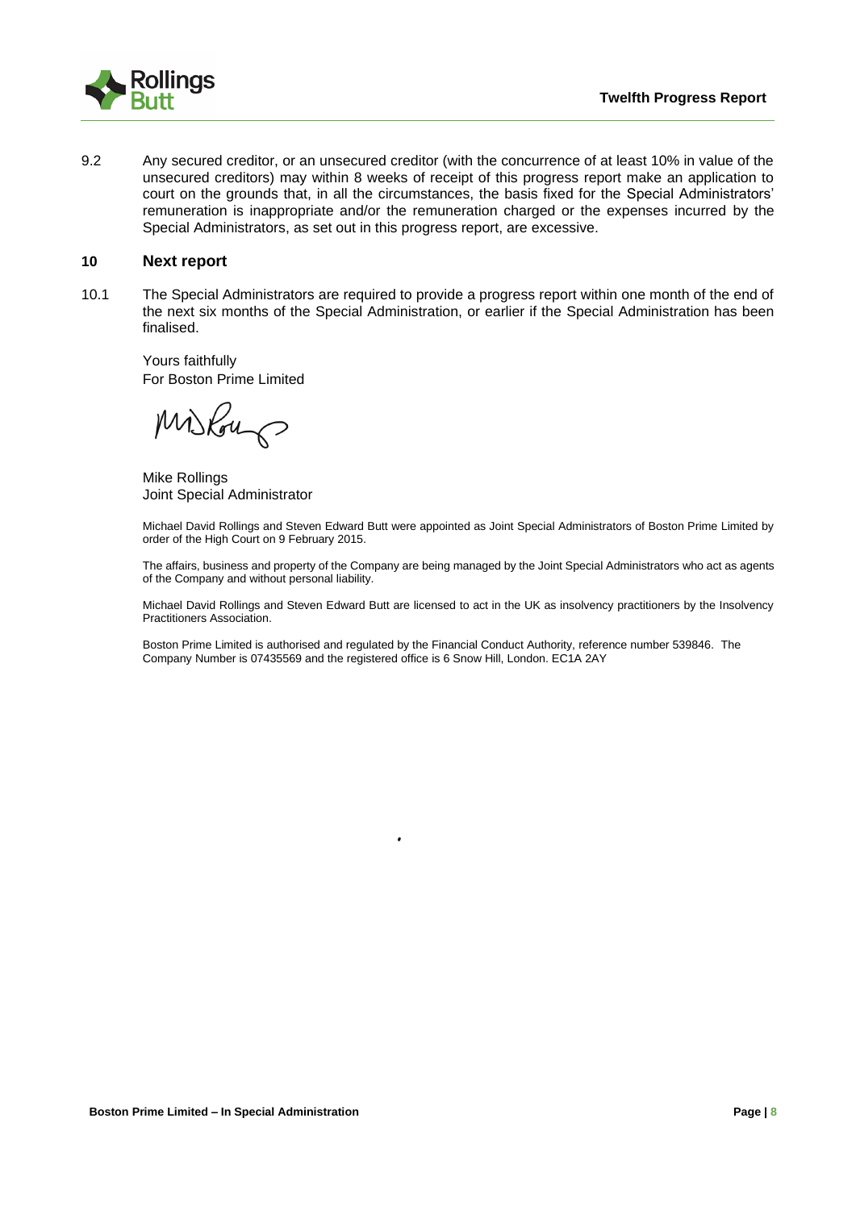9.2 Any secured creditor, or an unsecured creditor (with the concurrence of at least 10% in value of the unsecured creditors) may within 8 weeks of receipt of this progress report make an application to court on the grounds that, in all the circumstances, the basis fixed for the Special Administrators' remuneration is inappropriate and/or the remuneration charged or the expenses incurred by the Special Administrators, as set out in this progress report, are excessive.

## 10 Next report

10.1 The Special Administrators are required to provide a progress report within one month of the end of the next six months of the Special Administration, or earlier if the Special Administration has been finalised.

Yours faithfully
For Boston Prime Limited

Mike Rollings
Joint Special Administrator

Michael David Rollings and Steven Edward Butt were appointed as Joint Special Administrators of Boston Prime Limited by order of the High Court on 9 February 2015.

The affairs, business and property of the Company are being managed by the Joint Special Administrators who act as agents of the Company and without personal liability.

Michael David Rollings and Steven Edward Butt are licensed to act in the UK as insolvency practitioners by the Insolvency Practitioners Association.

Boston Prime Limited is authorised and regulated by the Financial Conduct Authority, reference number 539846. The Company Number is 07435569 and the registered office is 6 Snow Hill, London. EC1A 2AY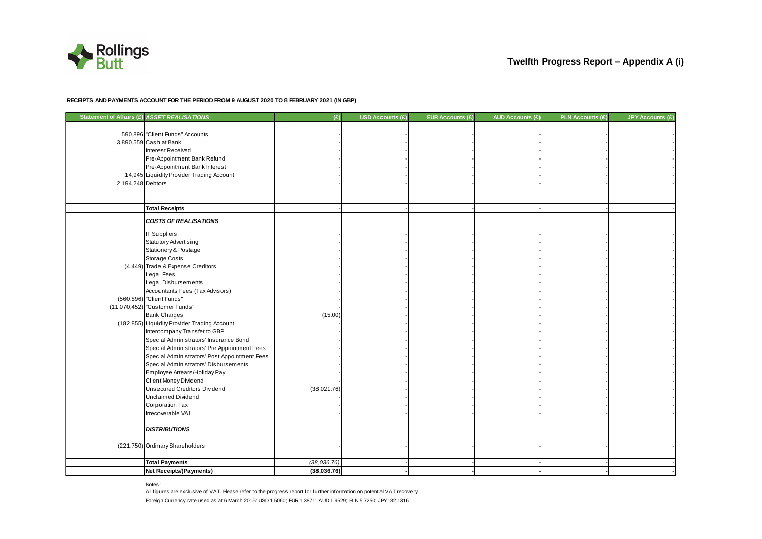# Twelfth Progress Report – Appendix A (i)

**RECEIPTS AND PAYMENTS ACCOUNT FOR THE PERIOD FROM 9 AUGUST 2020 TO 8 FEBRUARY 2021 (IN GBP)**

| Statement of Affairs (£) | *ASSET REALISATIONS* | (£) | USD Accounts (£) | EUR Accounts (£) | AUD Accounts (£) | PLN Accounts (£) | JPY Accounts (£) |
|---|---|---|---|---|---|---|---|
| 590,896 | "Client Funds" Accounts | - | - | - | - | - | - |
| 3,890,559 | Cash at Bank | - | - | - | - | - | - |
| | Interest Received | - | - | - | - | - | - |
| | Pre-Appointment Bank Refund | - | - | - | - | - | - |
| | Pre-Appointment Bank Interest | - | - | - | - | - | - |
| 14,945 | Liquidity Provider Trading Account | - | - | - | - | - | - |
| 2,194,248 | Debtors | - | - | - | - | - | - |
| | **Total Receipts** | - | - | - | - | - | - |
| | ***COSTS OF REALISATIONS*** | | | | | | |
| | IT Suppliers | - | - | - | - | - | - |
| | Statutory Advertising | - | - | - | - | - | - |
| | Stationery & Postage | - | - | - | - | - | - |
| | Storage Costs | - | - | - | - | - | - |
| (4,449) | Trade & Expense Creditors | - | - | - | - | - | - |
| | Legal Fees | - | - | - | - | - | - |
| | Legal Disbursements | - | - | - | - | - | - |
| | Accountants Fees (Tax Advisors) | - | - | - | - | - | - |
| (560,896) | "Client Funds" | - | - | - | - | - | - |
| (11,070,452) | "Customer Funds" | - | - | - | - | - | - |
| | Bank Charges | (15.00) | - | - | - | - | - |
| (182,855) | Liquidity Provider Trading Account | - | - | - | - | - | - |
| | Intercompany Transfer to GBP | - | - | - | - | - | - |
| | Special Administrators' Insurance Bond | - | - | - | - | - | - |
| | Special Administrators' Pre Appointment Fees | - | - | - | - | - | - |
| | Special Administrators' Post Appointment Fees | - | - | - | - | - | - |
| | Special Administrators' Disbursements | - | - | - | - | - | - |
| | Employee Arrears/Holiday Pay | - | - | - | - | - | - |
| | Client Money Dividend | - | - | - | - | - | - |
| | Unsecured Creditors Dividend | (38,021.76) | - | - | - | - | - |
| | Unclaimed Dividend | - | - | - | - | - | - |
| | Corporation Tax | - | - | - | - | - | - |
| | Irrecoverable VAT | - | - | - | - | - | - |
| | ***DISTRIBUTIONS*** | | | | | | |
| (221,750) | Ordinary Shareholders | - | - | - | - | - | - |
| | **Total Payments** | *(38,036.76)* | - | - | - | - | - |
| | **Net Receipts/(Payments)** | **(38,036.76)** | **-** | **-** | **-** | **-** | **-** |

Notes:

All figures are exclusive of VAT. Please refer to the progress report for further information on potential VAT recovery.

Foreign Currency rate used as at 6 March 2015: USD 1.5060; EUR 1.3871; AUD 1.9529; PLN 5.7250; JPY 182.1316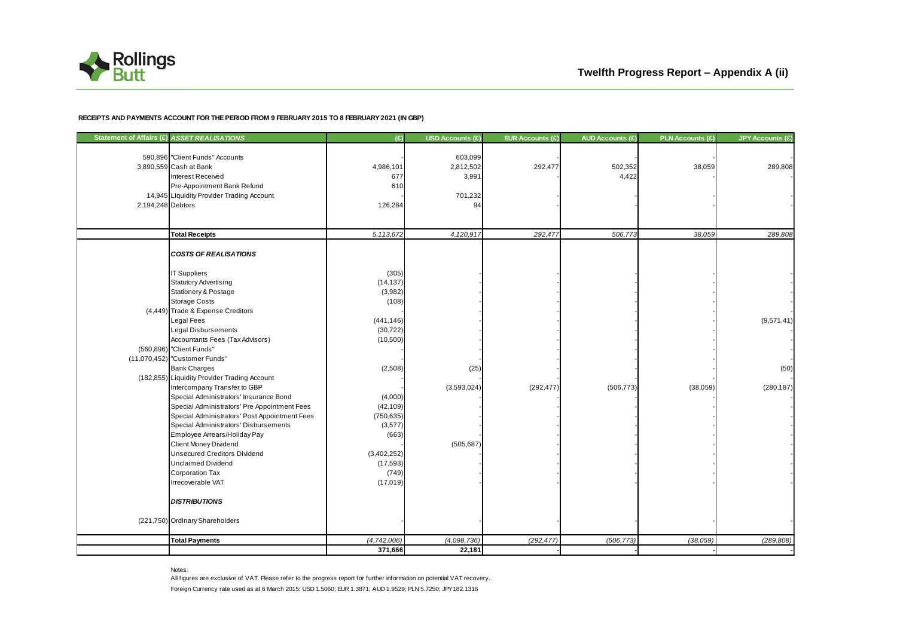# Twelfth Progress Report – Appendix A (ii)

**RECEIPTS AND PAYMENTS ACCOUNT FOR THE PERIOD FROM 9 FEBRUARY 2015 TO 8 FEBRUARY 2021 (IN GBP)**

| Statement of Affairs (£) | *ASSET REALISATIONS* | (£) | USD Accounts (£) | EUR Accounts (£) | AUD Accounts (£) | PLN Accounts (£) | JPY Accounts (£) |
|---|---|---|---|---|---|---|---|
| 590,896 | "Client Funds" Accounts | - | 603,099 | | | | - |
| 3,890,559 | Cash at Bank | 4,986,101 | 2,812,502 | 292,477 | 502,352 | 38,059 | 289,808 |
| | Interest Received | 677 | 3,991 | - | 4,422 | - | - |
| | Pre-Appointment Bank Refund | 610 | | | | | |
| 14,945 | Liquidity Provider Trading Account | - | 701,232 | - | - | - | - |
| 2,194,248 | Debtors | 126,284 | 94 | - | - | - | - |
| | **Total Receipts** | *5,113,672* | *4,120,917* | *292,477* | *506,773* | *38,059* | *289,808* |
| | ***COSTS OF REALISATIONS*** | | | | | | |
| | IT Suppliers | (305) | - | - | - | - | - |
| | Statutory Advertising | (14,137) | - | - | - | - | - |
| | Stationery & Postage | (3,982) | - | - | - | - | - |
| | Storage Costs | (108) | - | - | - | - | - |
| (4,449) | Trade & Expense Creditors | - | - | - | - | - | - |
| | Legal Fees | (441,146) | - | - | - | - | (9,571.41) |
| | Legal Disbursements | (30,722) | - | - | - | - | - |
| | Accountants Fees (Tax Advisors) | (10,500) | - | - | - | - | - |
| (560,896) | "Client Funds" | - | - | - | - | - | - |
| (11,070,452) | "Customer Funds" | - | - | - | - | - | - |
| | Bank Charges | (2,508) | (25) | - | - | - | (50) |
| (182,855) | Liquidity Provider Trading Account | - | - | - | - | - | - |
| | Intercompany Transfer to GBP | - | (3,593,024) | (292,477) | (506,773) | (38,059) | (280,187) |
| | Special Administrators' Insurance Bond | (4,000) | - | - | - | - | - |
| | Special Administrators' Pre Appointment Fees | (42,109) | - | - | - | - | - |
| | Special Administrators' Post Appointment Fees | (750,635) | - | - | - | - | - |
| | Special Administrators' Disbursements | (3,577) | - | - | - | - | - |
| | Employee Arrears/Holiday Pay | (663) | - | - | - | - | - |
| | Client Money Dividend | - | (505,687) | - | - | - | - |
| | Unsecured Creditors Dividend | (3,402,252) | - | - | - | - | - |
| | Unclaimed Dividend | (17,593) | - | - | - | - | - |
| | Corporation Tax | (749) | - | - | - | - | - |
| | Irrecoverable VAT | (17,019) | - | - | - | - | - |
| | ***DISTRIBUTIONS*** | | | | | | |
| (221,750) | Ordinary Shareholders | - | - | - | - | - | - |
| | **Total Payments** | *(4,742,006)* | *(4,098,736)* | *(292,477)* | *(506,773)* | *(38,059)* | *(289,808)* |
| | | **371,666** | **22,181** | - | - | - | - |

Notes:

All figures are exclusive of VAT. Please refer to the progress report for further information on potential VAT recovery.

Foreign Currency rate used as at 6 March 2015: USD 1.5060; EUR 1.3871; AUD 1.9529; PLN 5.7250; JPY 182.1316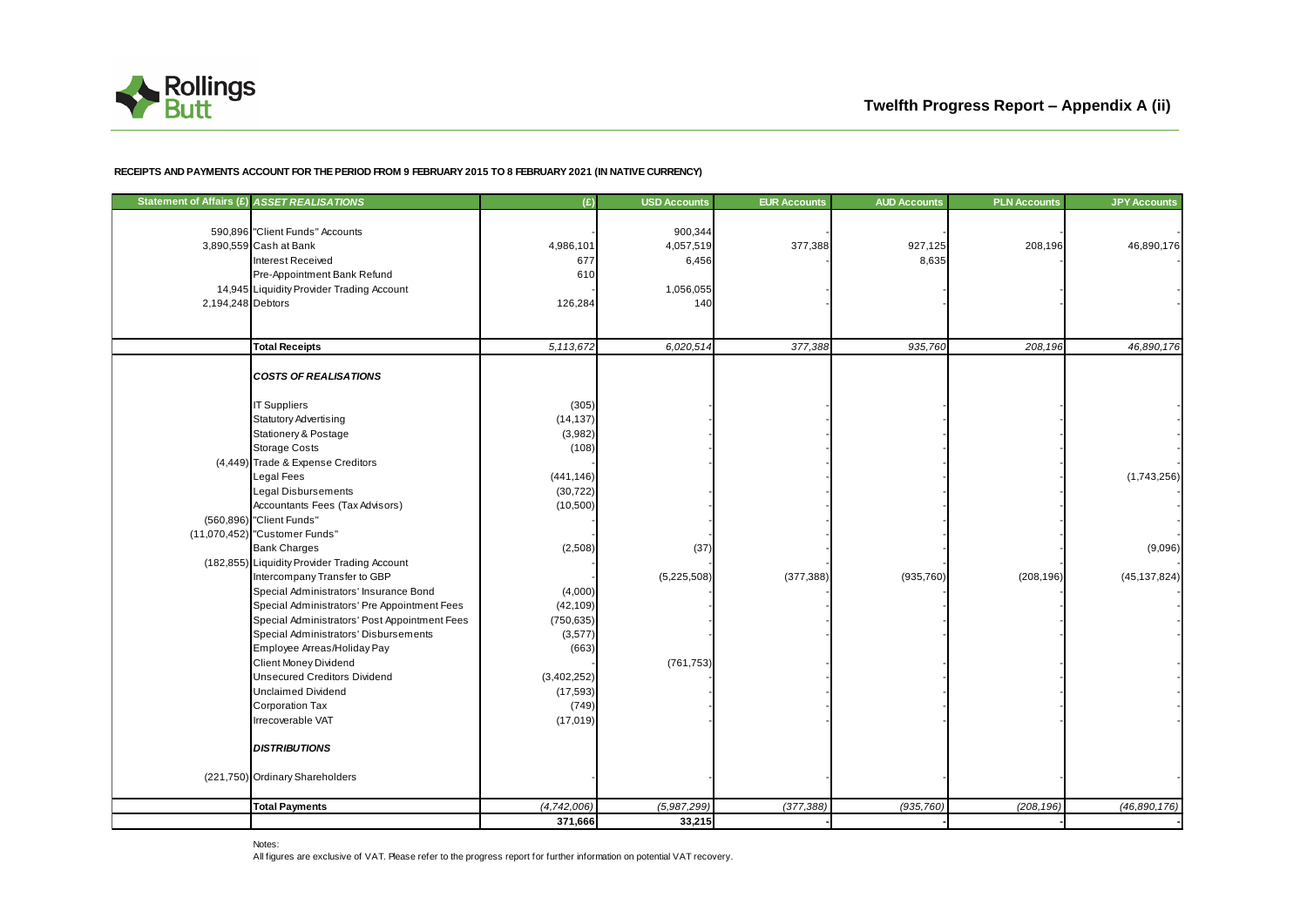Rollings Butt

# Twelfth Progress Report – Appendix A (ii)

**RECEIPTS AND PAYMENTS ACCOUNT FOR THE PERIOD FROM 9 FEBRUARY 2015 TO 8 FEBRUARY 2021 (IN NATIVE CURRENCY)**

| Statement of Affairs (£) | *ASSET REALISATIONS* | (£) | USD Accounts | EUR Accounts | AUD Accounts | PLN Accounts | JPY Accounts |
|---|---|---|---|---|---|---|---|
| 590,896 | "Client Funds" Accounts | - | 900,344 | - | - | - | - |
| 3,890,559 | Cash at Bank | 4,986,101 | 4,057,519 | 377,388 | 927,125 | 208,196 | 46,890,176 |
| | Interest Received | 677 | 6,456 | - | 8,635 | | |
| | Pre-Appointment Bank Refund | 610 | | | | | |
| 14,945 | Liquidity Provider Trading Account | - | 1,056,055 | - | - | - | - |
| 2,194,248 | Debtors | 126,284 | 140 | - | - | - | - |
| | **Total Receipts** | *5,113,672* | *6,020,514* | *377,388* | *935,760* | *208,196* | *46,890,176* |
| | ***COSTS OF REALISATIONS*** | | | | | | |
| | IT Suppliers | (305) | - | - | - | - | - |
| | Statutory Advertising | (14,137) | - | - | - | - | - |
| | Stationery & Postage | (3,982) | - | - | - | - | - |
| | Storage Costs | (108) | - | - | - | - | - |
| (4,449) | Trade & Expense Creditors | - | - | - | - | - | - |
| | Legal Fees | (441,146) | - | - | - | - | (1,743,256) |
| | Legal Disbursements | (30,722) | - | - | - | - | - |
| | Accountants Fees (Tax Advisors) | (10,500) | - | - | - | - | - |
| (560,896) | "Client Funds" | - | - | - | - | - | - |
| (11,070,452) | "Customer Funds" | - | - | - | - | - | - |
| | Bank Charges | (2,508) | (37) | - | - | - | (9,096) |
| (182,855) | Liquidity Provider Trading Account | - | - | - | - | - | - |
| | Intercompany Transfer to GBP | - | (5,225,508) | (377,388) | (935,760) | (208,196) | (45,137,824) |
| | Special Administrators' Insurance Bond | (4,000) | - | - | - | - | - |
| | Special Administrators' Pre Appointment Fees | (42,109) | - | - | - | - | - |
| | Special Administrators' Post Appointment Fees | (750,635) | - | - | - | - | - |
| | Special Administrators' Disbursements | (3,577) | - | - | - | - | - |
| | Employee Arreas/Holiday Pay | (663) | - | - | - | - | - |
| | Client Money Dividend | - | (761,753) | - | - | - | - |
| | Unsecured Creditors Dividend | (3,402,252) | - | - | - | - | - |
| | Unclaimed Dividend | (17,593) | - | - | - | - | - |
| | Corporation Tax | (749) | - | - | - | - | - |
| | Irrecoverable VAT | (17,019) | - | - | - | - | - |
| | ***DISTRIBUTIONS*** | | | | | | |
| (221,750) | Ordinary Shareholders | - | - | - | - | - | - |
| | **Total Payments** | *(4,742,006)* | *(5,987,299)* | *(377,388)* | *(935,760)* | *(208,196)* | *(46,890,176)* |
| | | **371,666** | **33,215** | **-** | **-** | **-** | **-** |

Notes:
All figures are exclusive of VAT. Please refer to the progress report for further information on potential VAT recovery.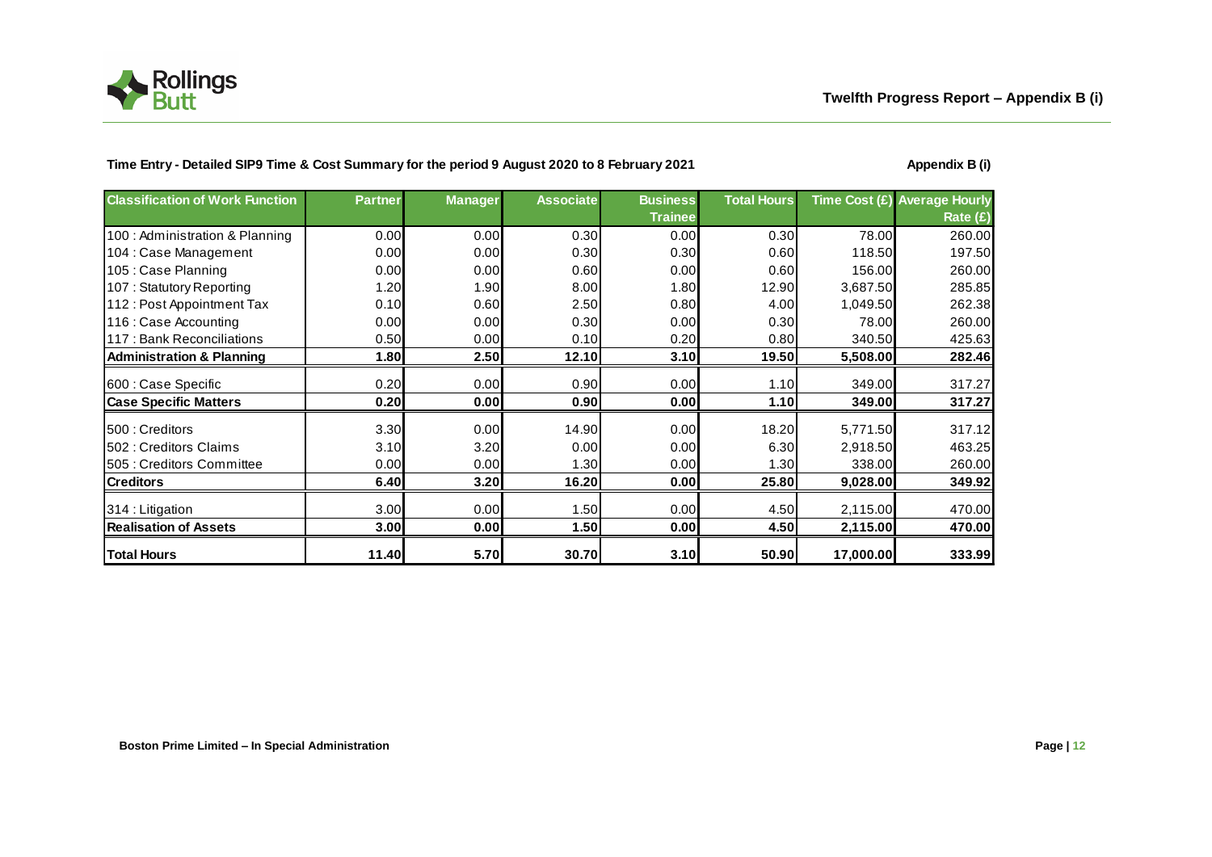**Time Entry - Detailed SIP9 Time & Cost Summary for the period 9 August 2020 to 8 February 2021**

**Appendix B (i)**

| Classification of Work Function | Partner | Manager | Associate | Business Trainee | Total Hours | Time Cost (£) | Average Hourly Rate (£) |
|---|---|---|---|---|---|---|---|
| 100 : Administration & Planning | 0.00 | 0.00 | 0.30 | 0.00 | 0.30 | 78.00 | 260.00 |
| 104 : Case Management | 0.00 | 0.00 | 0.30 | 0.30 | 0.60 | 118.50 | 197.50 |
| 105 : Case Planning | 0.00 | 0.00 | 0.60 | 0.00 | 0.60 | 156.00 | 260.00 |
| 107 : Statutory Reporting | 1.20 | 1.90 | 8.00 | 1.80 | 12.90 | 3,687.50 | 285.85 |
| 112 : Post Appointment Tax | 0.10 | 0.60 | 2.50 | 0.80 | 4.00 | 1,049.50 | 262.38 |
| 116 : Case Accounting | 0.00 | 0.00 | 0.30 | 0.00 | 0.30 | 78.00 | 260.00 |
| 117 : Bank Reconciliations | 0.50 | 0.00 | 0.10 | 0.20 | 0.80 | 340.50 | 425.63 |
| **Administration & Planning** | **1.80** | **2.50** | **12.10** | **3.10** | **19.50** | **5,508.00** | **282.46** |
| 600 : Case Specific | 0.20 | 0.00 | 0.90 | 0.00 | 1.10 | 349.00 | 317.27 |
| **Case Specific Matters** | **0.20** | **0.00** | **0.90** | **0.00** | **1.10** | **349.00** | **317.27** |
| 500 : Creditors | 3.30 | 0.00 | 14.90 | 0.00 | 18.20 | 5,771.50 | 317.12 |
| 502 : Creditors Claims | 3.10 | 3.20 | 0.00 | 0.00 | 6.30 | 2,918.50 | 463.25 |
| 505 : Creditors Committee | 0.00 | 0.00 | 1.30 | 0.00 | 1.30 | 338.00 | 260.00 |
| **Creditors** | **6.40** | **3.20** | **16.20** | **0.00** | **25.80** | **9,028.00** | **349.92** |
| 314 : Litigation | 3.00 | 0.00 | 1.50 | 0.00 | 4.50 | 2,115.00 | 470.00 |
| **Realisation of Assets** | **3.00** | **0.00** | **1.50** | **0.00** | **4.50** | **2,115.00** | **470.00** |
| **Total Hours** | **11.40** | **5.70** | **30.70** | **3.10** | **50.90** | **17,000.00** | **333.99** |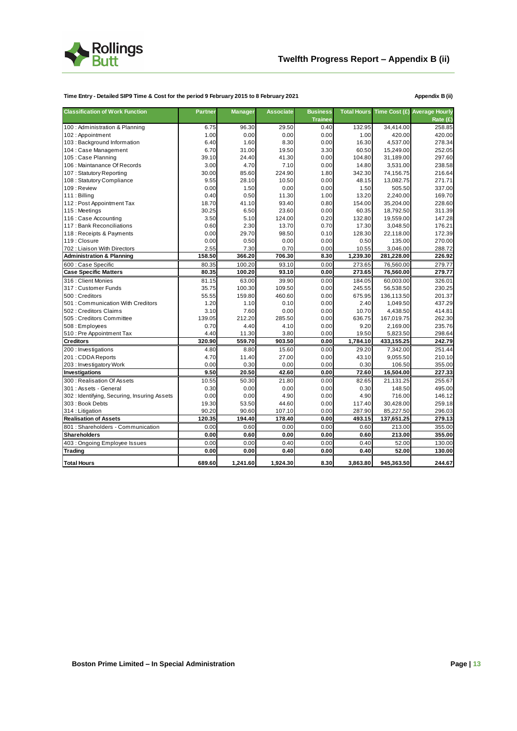# Twelfth Progress Report – Appendix B (ii)

**Time Entry - Detailed SIP9 Time & Cost for the period 9 February 2015 to 8 February 2021**

**Appendix B (ii)**

| Classification of Work Function | Partner | Manager | Associate | Business Trainee | Total Hours | Time Cost (£) | Average Hourly Rate (£) |
|---|---|---|---|---|---|---|---|
| 100 : Administration & Planning | 6.75 | 96.30 | 29.50 | 0.40 | 132.95 | 34,414.00 | 258.85 |
| 102 : Appointment | 1.00 | 0.00 | 0.00 | 0.00 | 1.00 | 420.00 | 420.00 |
| 103 : Background Information | 6.40 | 1.60 | 8.30 | 0.00 | 16.30 | 4,537.00 | 278.34 |
| 104 : Case Management | 6.70 | 31.00 | 19.50 | 3.30 | 60.50 | 15,249.00 | 252.05 |
| 105 : Case Planning | 39.10 | 24.40 | 41.30 | 0.00 | 104.80 | 31,189.00 | 297.60 |
| 106 : Maintanance Of Records | 3.00 | 4.70 | 7.10 | 0.00 | 14.80 | 3,531.00 | 238.58 |
| 107 : Statutory Reporting | 30.00 | 85.60 | 224.90 | 1.80 | 342.30 | 74,156.75 | 216.64 |
| 108 : Statutory Compliance | 9.55 | 28.10 | 10.50 | 0.00 | 48.15 | 13,082.75 | 271.71 |
| 109 : Review | 0.00 | 1.50 | 0.00 | 0.00 | 1.50 | 505.50 | 337.00 |
| 111 : Billing | 0.40 | 0.50 | 11.30 | 1.00 | 13.20 | 2,240.00 | 169.70 |
| 112 : Post Appointment Tax | 18.70 | 41.10 | 93.40 | 0.80 | 154.00 | 35,204.00 | 228.60 |
| 115 : Meetings | 30.25 | 6.50 | 23.60 | 0.00 | 60.35 | 18,792.50 | 311.39 |
| 116 : Case Accounting | 3.50 | 5.10 | 124.00 | 0.20 | 132.80 | 19,559.00 | 147.28 |
| 117 : Bank Reconciliations | 0.60 | 2.30 | 13.70 | 0.70 | 17.30 | 3,048.50 | 176.21 |
| 118 : Receipts & Payments | 0.00 | 29.70 | 98.50 | 0.10 | 128.30 | 22,118.00 | 172.39 |
| 119 : Closure | 0.00 | 0.50 | 0.00 | 0.00 | 0.50 | 135.00 | 270.00 |
| 702 : Liaison With Directors | 2.55 | 7.30 | 0.70 | 0.00 | 10.55 | 3,046.00 | 288.72 |
| **Administration & Planning** | **158.50** | **366.20** | **706.30** | **8.30** | **1,239.30** | **281,228.00** | **226.92** |
| 600 : Case Specific | 80.35 | 100.20 | 93.10 | 0.00 | 273.65 | 76,560.00 | 279.77 |
| **Case Specific Matters** | **80.35** | **100.20** | **93.10** | **0.00** | **273.65** | **76,560.00** | **279.77** |
| 316 : Client Monies | 81.15 | 63.00 | 39.90 | 0.00 | 184.05 | 60,003.00 | 326.01 |
| 317 : Customer Funds | 35.75 | 100.30 | 109.50 | 0.00 | 245.55 | 56,538.50 | 230.25 |
| 500 : Creditors | 55.55 | 159.80 | 460.60 | 0.00 | 675.95 | 136,113.50 | 201.37 |
| 501 : Communication With Creditors | 1.20 | 1.10 | 0.10 | 0.00 | 2.40 | 1,049.50 | 437.29 |
| 502 : Creditors Claims | 3.10 | 7.60 | 0.00 | 0.00 | 10.70 | 4,438.50 | 414.81 |
| 505 : Creditors Committee | 139.05 | 212.20 | 285.50 | 0.00 | 636.75 | 167,019.75 | 262.30 |
| 508 : Employees | 0.70 | 4.40 | 4.10 | 0.00 | 9.20 | 2,169.00 | 235.76 |
| 510 : Pre Appointment Tax | 4.40 | 11.30 | 3.80 | 0.00 | 19.50 | 5,823.50 | 298.64 |
| **Creditors** | **320.90** | **559.70** | **903.50** | **0.00** | **1,784.10** | **433,155.25** | **242.79** |
| 200 : Investigations | 4.80 | 8.80 | 15.60 | 0.00 | 29.20 | 7,342.00 | 251.44 |
| 201 : CDDA Reports | 4.70 | 11.40 | 27.00 | 0.00 | 43.10 | 9,055.50 | 210.10 |
| 203 : Investigatory Work | 0.00 | 0.30 | 0.00 | 0.00 | 0.30 | 106.50 | 355.00 |
| **Investigations** | **9.50** | **20.50** | **42.60** | **0.00** | **72.60** | **16,504.00** | **227.33** |
| 300 : Realisation Of Assets | 10.55 | 50.30 | 21.80 | 0.00 | 82.65 | 21,131.25 | 255.67 |
| 301 : Assets - General | 0.30 | 0.00 | 0.00 | 0.00 | 0.30 | 148.50 | 495.00 |
| 302 : Identifying, Securing, Insuring Assets | 0.00 | 0.00 | 4.90 | 0.00 | 4.90 | 716.00 | 146.12 |
| 303 : Book Debts | 19.30 | 53.50 | 44.60 | 0.00 | 117.40 | 30,428.00 | 259.18 |
| 314 : Litigation | 90.20 | 90.60 | 107.10 | 0.00 | 287.90 | 85,227.50 | 296.03 |
| **Realisation of Assets** | **120.35** | **194.40** | **178.40** | **0.00** | **493.15** | **137,651.25** | **279.13** |
| 801 : Shareholders - Communication | 0.00 | 0.60 | 0.00 | 0.00 | 0.60 | 213.00 | 355.00 |
| **Shareholders** | **0.00** | **0.60** | **0.00** | **0.00** | **0.60** | **213.00** | **355.00** |
| 403 : Ongoing Employee Issues | 0.00 | 0.00 | 0.40 | 0.00 | 0.40 | 52.00 | 130.00 |
| **Trading** | **0.00** | **0.00** | **0.40** | **0.00** | **0.40** | **52.00** | **130.00** |
| **Total Hours** | **689.60** | **1,241.60** | **1,924.30** | **8.30** | **3,863.80** | **945,363.50** | **244.67** |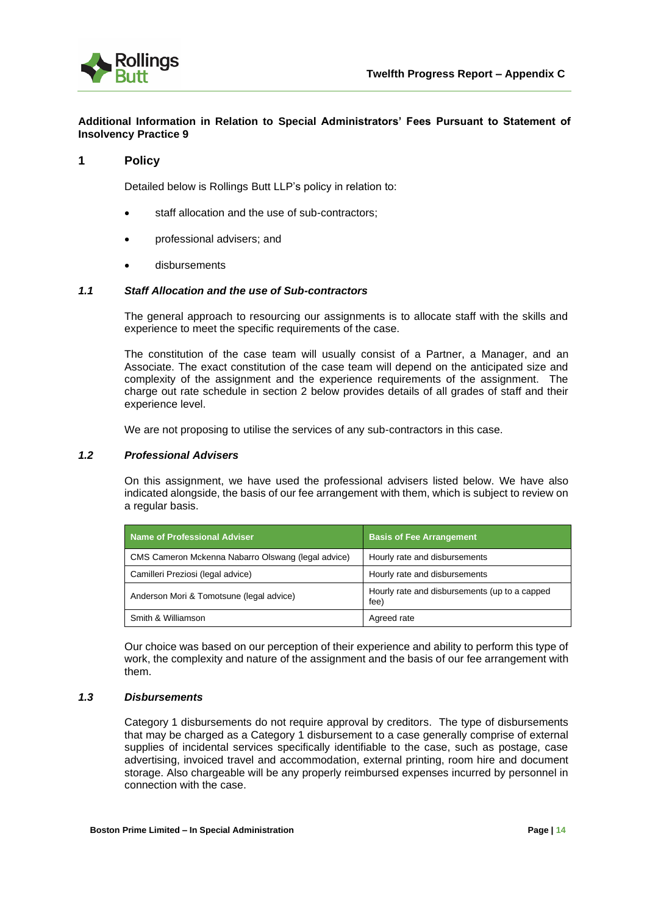**Additional Information in Relation to Special Administrators' Fees Pursuant to Statement of Insolvency Practice 9**

## 1 Policy

Detailed below is Rollings Butt LLP's policy in relation to:

- staff allocation and the use of sub-contractors;
- professional advisers; and
- disbursements

### *1.1 Staff Allocation and the use of Sub-contractors*

The general approach to resourcing our assignments is to allocate staff with the skills and experience to meet the specific requirements of the case.

The constitution of the case team will usually consist of a Partner, a Manager, and an Associate. The exact constitution of the case team will depend on the anticipated size and complexity of the assignment and the experience requirements of the assignment. The charge out rate schedule in section 2 below provides details of all grades of staff and their experience level.

We are not proposing to utilise the services of any sub-contractors in this case.

### *1.2 Professional Advisers*

On this assignment, we have used the professional advisers listed below. We have also indicated alongside, the basis of our fee arrangement with them, which is subject to review on a regular basis.

| Name of Professional Adviser | Basis of Fee Arrangement |
|---|---|
| CMS Cameron Mckenna Nabarro Olswang (legal advice) | Hourly rate and disbursements |
| Camilleri Preziosi (legal advice) | Hourly rate and disbursements |
| Anderson Mori & Tomotsune (legal advice) | Hourly rate and disbursements (up to a capped fee) |
| Smith & Williamson | Agreed rate |

Our choice was based on our perception of their experience and ability to perform this type of work, the complexity and nature of the assignment and the basis of our fee arrangement with them.

### *1.3 Disbursements*

Category 1 disbursements do not require approval by creditors. The type of disbursements that may be charged as a Category 1 disbursement to a case generally comprise of external supplies of incidental services specifically identifiable to the case, such as postage, case advertising, invoiced travel and accommodation, external printing, room hire and document storage. Also chargeable will be any properly reimbursed expenses incurred by personnel in connection with the case.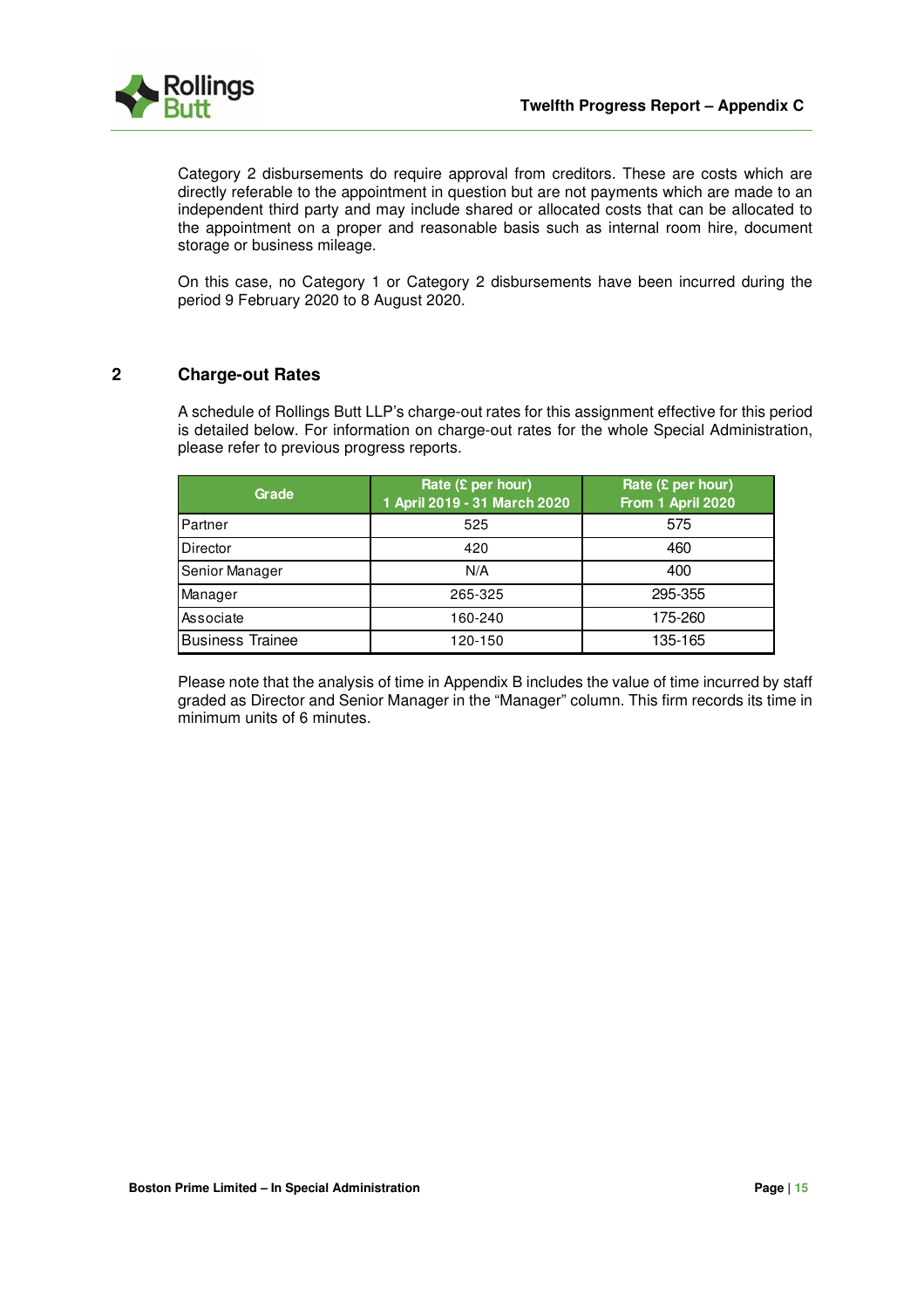Category 2 disbursements do require approval from creditors. These are costs which are directly referable to the appointment in question but are not payments which are made to an independent third party and may include shared or allocated costs that can be allocated to the appointment on a proper and reasonable basis such as internal room hire, document storage or business mileage.

On this case, no Category 1 or Category 2 disbursements have been incurred during the period 9 February 2020 to 8 August 2020.

## 2 Charge-out Rates

A schedule of Rollings Butt LLP's charge-out rates for this assignment effective for this period is detailed below. For information on charge-out rates for the whole Special Administration, please refer to previous progress reports.

| Grade | Rate (£ per hour) 1 April 2019 - 31 March 2020 | Rate (£ per hour) From 1 April 2020 |
|---|---|---|
| Partner | 525 | 575 |
| Director | 420 | 460 |
| Senior Manager | N/A | 400 |
| Manager | 265-325 | 295-355 |
| Associate | 160-240 | 175-260 |
| Business Trainee | 120-150 | 135-165 |

Please note that the analysis of time in Appendix B includes the value of time incurred by staff graded as Director and Senior Manager in the "Manager" column. This firm records its time in minimum units of 6 minutes.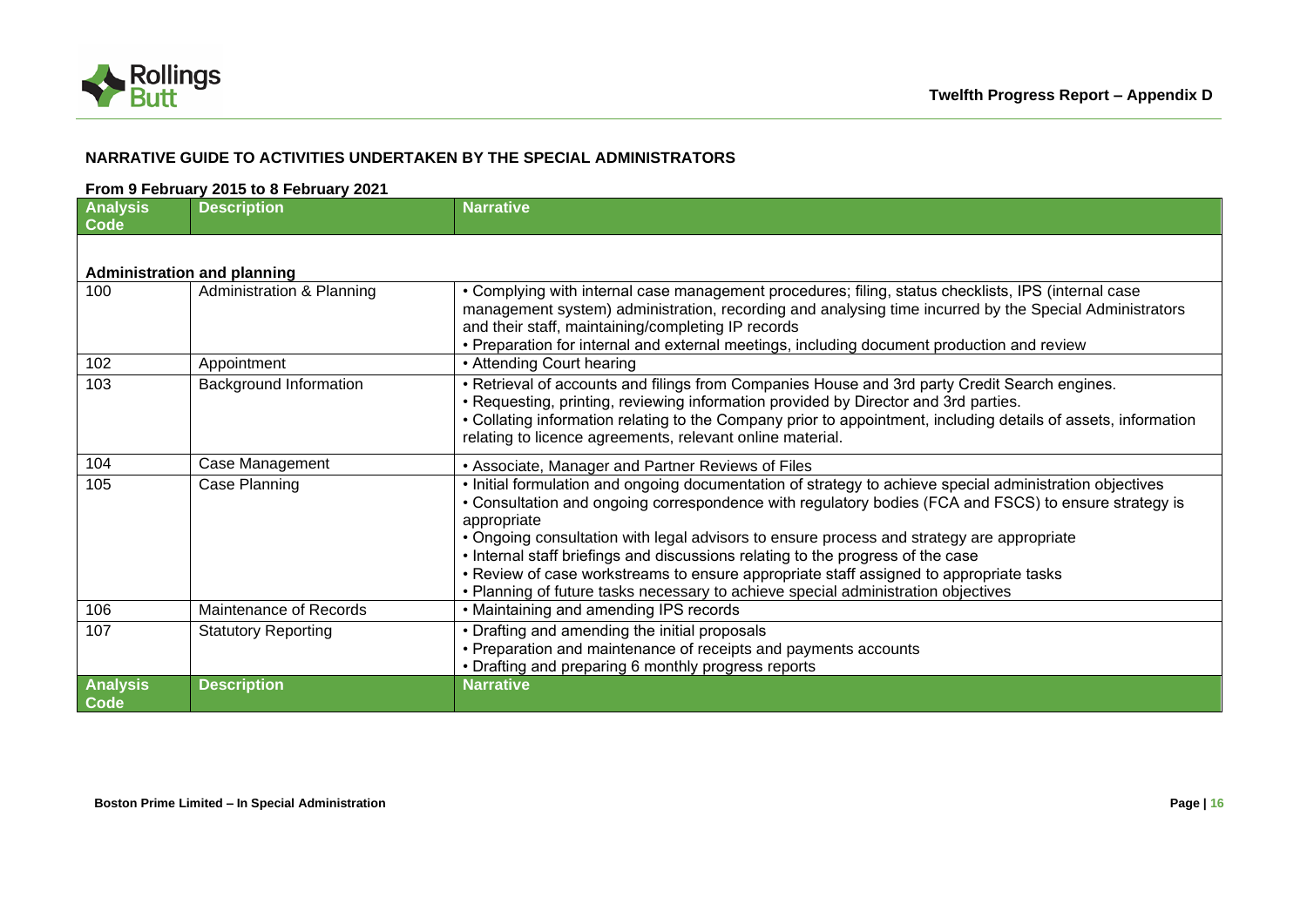## NARRATIVE GUIDE TO ACTIVITIES UNDERTAKEN BY THE SPECIAL ADMINISTRATORS

### From 9 February 2015 to 8 February 2021

| Analysis Code | Description | Narrative |
|---|---|---|
| **Administration and planning** | | |
| 100 | Administration & Planning | • Complying with internal case management procedures; filing, status checklists, IPS (internal case management system) administration, recording and analysing time incurred by the Special Administrators and their staff, maintaining/completing IP records<br>• Preparation for internal and external meetings, including document production and review |
| 102 | Appointment | • Attending Court hearing |
| 103 | Background Information | • Retrieval of accounts and filings from Companies House and 3rd party Credit Search engines.<br>• Requesting, printing, reviewing information provided by Director and 3rd parties.<br>• Collating information relating to the Company prior to appointment, including details of assets, information relating to licence agreements, relevant online material. |
| 104 | Case Management | • Associate, Manager and Partner Reviews of Files |
| 105 | Case Planning | • Initial formulation and ongoing documentation of strategy to achieve special administration objectives<br>• Consultation and ongoing correspondence with regulatory bodies (FCA and FSCS) to ensure strategy is appropriate<br>• Ongoing consultation with legal advisors to ensure process and strategy are appropriate<br>• Internal staff briefings and discussions relating to the progress of the case<br>• Review of case workstreams to ensure appropriate staff assigned to appropriate tasks<br>• Planning of future tasks necessary to achieve special administration objectives |
| 106 | Maintenance of Records | • Maintaining and amending IPS records |
| 107 | Statutory Reporting | • Drafting and amending the initial proposals<br>• Preparation and maintenance of receipts and payments accounts<br>• Drafting and preparing 6 monthly progress reports |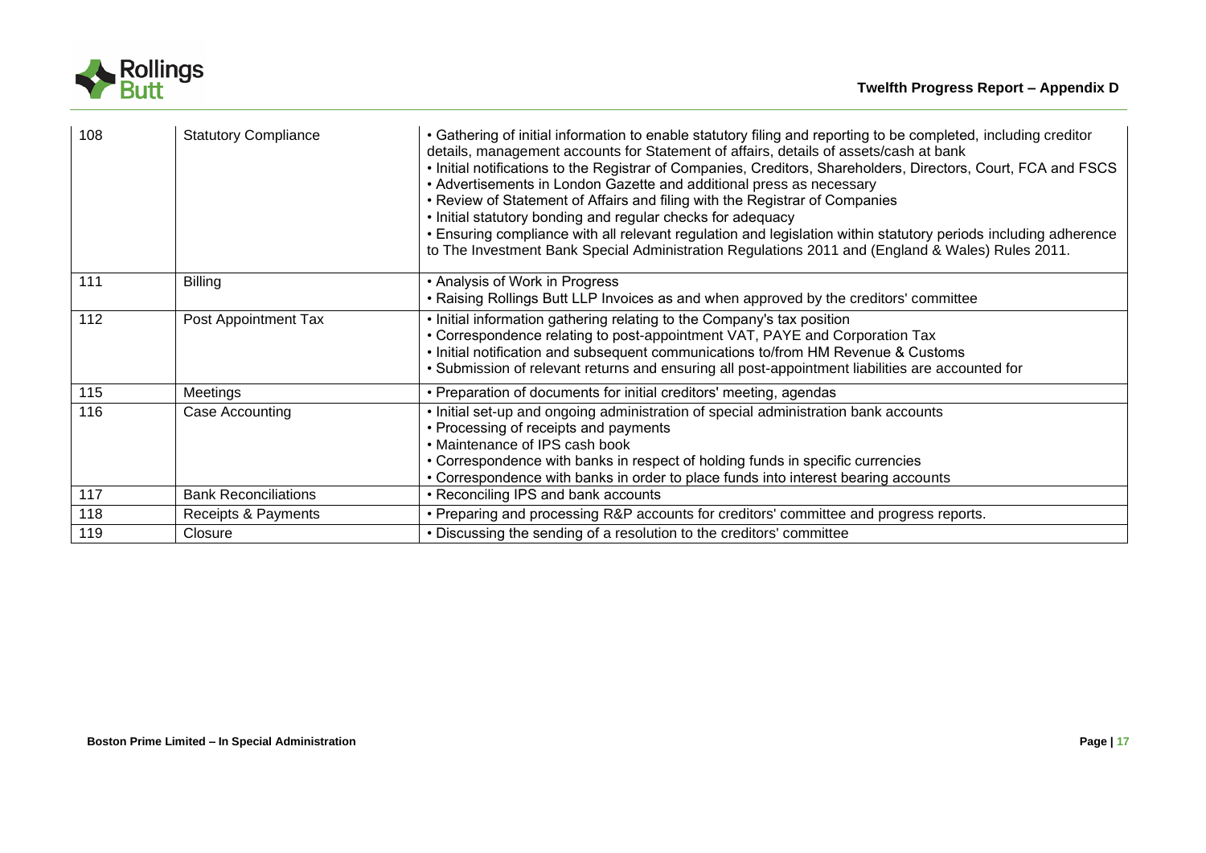| | | |
|---|---|---|
| 108 | Statutory Compliance | • Gathering of initial information to enable statutory filing and reporting to be completed, including creditor details, management accounts for Statement of affairs, details of assets/cash at bank<br>• Initial notifications to the Registrar of Companies, Creditors, Shareholders, Directors, Court, FCA and FSCS<br>• Advertisements in London Gazette and additional press as necessary<br>• Review of Statement of Affairs and filing with the Registrar of Companies<br>• Initial statutory bonding and regular checks for adequacy<br>• Ensuring compliance with all relevant regulation and legislation within statutory periods including adherence to The Investment Bank Special Administration Regulations 2011 and (England & Wales) Rules 2011. |
| 111 | Billing | • Analysis of Work in Progress<br>• Raising Rollings Butt LLP Invoices as and when approved by the creditors' committee |
| 112 | Post Appointment Tax | • Initial information gathering relating to the Company's tax position<br>• Correspondence relating to post-appointment VAT, PAYE and Corporation Tax<br>• Initial notification and subsequent communications to/from HM Revenue & Customs<br>• Submission of relevant returns and ensuring all post-appointment liabilities are accounted for |
| 115 | Meetings | • Preparation of documents for initial creditors' meeting, agendas |
| 116 | Case Accounting | • Initial set-up and ongoing administration of special administration bank accounts<br>• Processing of receipts and payments<br>• Maintenance of IPS cash book<br>• Correspondence with banks in respect of holding funds in specific currencies<br>• Correspondence with banks in order to place funds into interest bearing accounts |
| 117 | Bank Reconciliations | • Reconciling IPS and bank accounts |
| 118 | Receipts & Payments | • Preparing and processing R&P accounts for creditors' committee and progress reports. |
| 119 | Closure | • Discussing the sending of a resolution to the creditors' committee |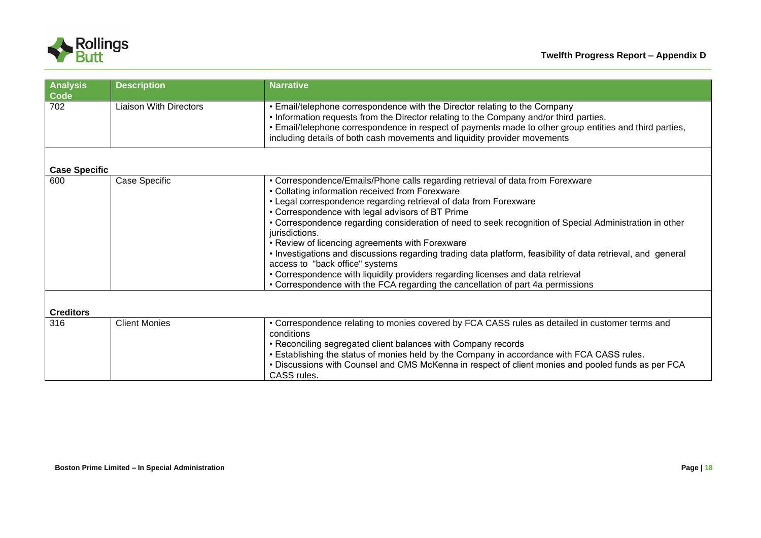| Analysis Code | Description | Narrative |
| --- | --- | --- |
| 702 | Liaison With Directors | • Email/telephone correspondence with the Director relating to the Company<br>• Information requests from the Director relating to the Company and/or third parties.<br>• Email/telephone correspondence in respect of payments made to other group entities and third parties, including details of both cash movements and liquidity provider movements |
| **Case Specific** | | |
| 600 | Case Specific | • Correspondence/Emails/Phone calls regarding retrieval of data from Forexware<br>• Collating information received from Forexware<br>• Legal correspondence regarding retrieval of data from Forexware<br>• Correspondence with legal advisors of BT Prime<br>• Correspondence regarding consideration of need to seek recognition of Special Administration in other jurisdictions.<br>• Review of licencing agreements with Forexware<br>• Investigations and discussions regarding trading data platform, feasibility of data retrieval, and general access to "back office" systems<br>• Correspondence with liquidity providers regarding licenses and data retrieval<br>• Correspondence with the FCA regarding the cancellation of part 4a permissions |
| **Creditors** | | |
| 316 | Client Monies | • Correspondence relating to monies covered by FCA CASS rules as detailed in customer terms and conditions<br>• Reconciling segregated client balances with Company records<br>• Establishing the status of monies held by the Company in accordance with FCA CASS rules.<br>• Discussions with Counsel and CMS McKenna in respect of client monies and pooled funds as per FCA CASS rules. |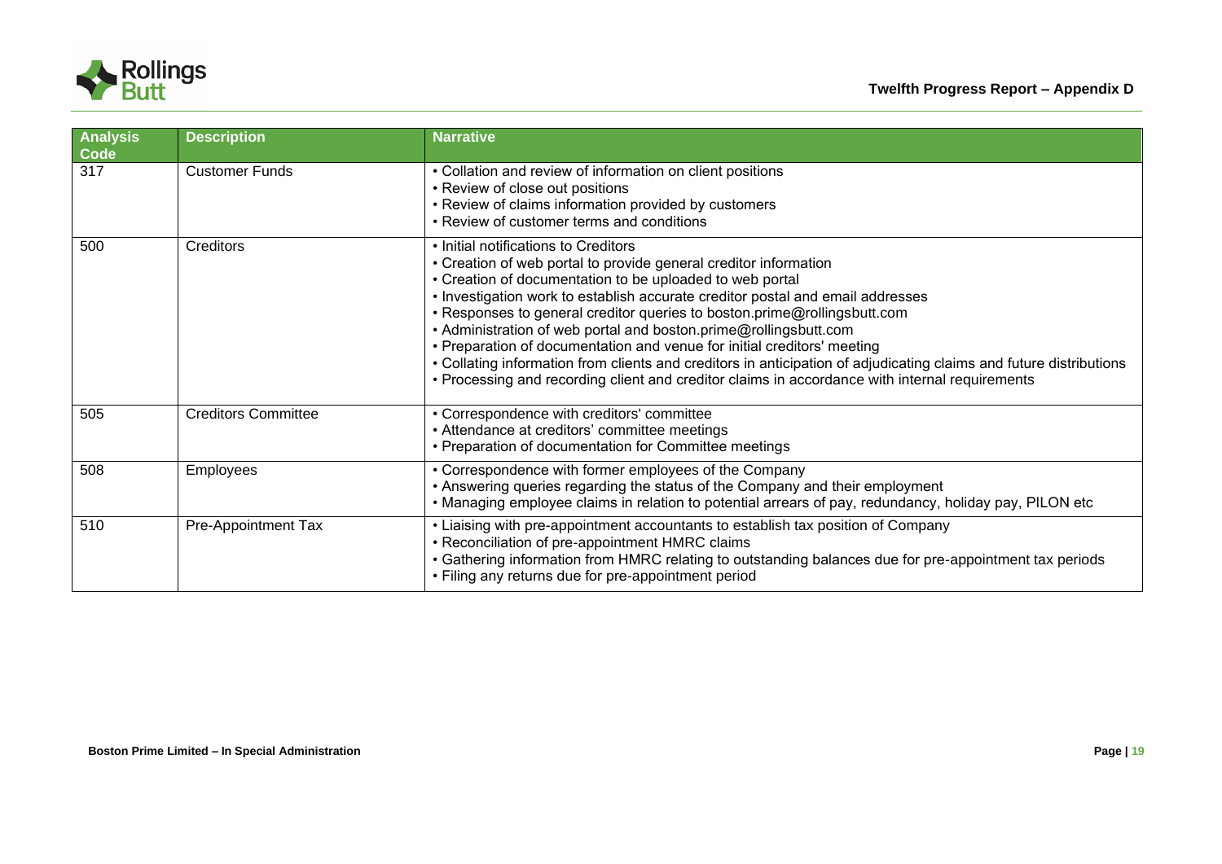| Analysis Code | Description | Narrative |
|---|---|---|
| 317 | Customer Funds | • Collation and review of information on client positions<br>• Review of close out positions<br>• Review of claims information provided by customers<br>• Review of customer terms and conditions |
| 500 | Creditors | • Initial notifications to Creditors<br>• Creation of web portal to provide general creditor information<br>• Creation of documentation to be uploaded to web portal<br>• Investigation work to establish accurate creditor postal and email addresses<br>• Responses to general creditor queries to boston.prime@rollingsbutt.com<br>• Administration of web portal and boston.prime@rollingsbutt.com<br>• Preparation of documentation and venue for initial creditors' meeting<br>• Collating information from clients and creditors in anticipation of adjudicating claims and future distributions<br>• Processing and recording client and creditor claims in accordance with internal requirements |
| 505 | Creditors Committee | • Correspondence with creditors' committee<br>• Attendance at creditors' committee meetings<br>• Preparation of documentation for Committee meetings |
| 508 | Employees | • Correspondence with former employees of the Company<br>• Answering queries regarding the status of the Company and their employment<br>• Managing employee claims in relation to potential arrears of pay, redundancy, holiday pay, PILON etc |
| 510 | Pre-Appointment Tax | • Liaising with pre-appointment accountants to establish tax position of Company<br>• Reconciliation of pre-appointment HMRC claims<br>• Gathering information from HMRC relating to outstanding balances due for pre-appointment tax periods<br>• Filing any returns due for pre-appointment period |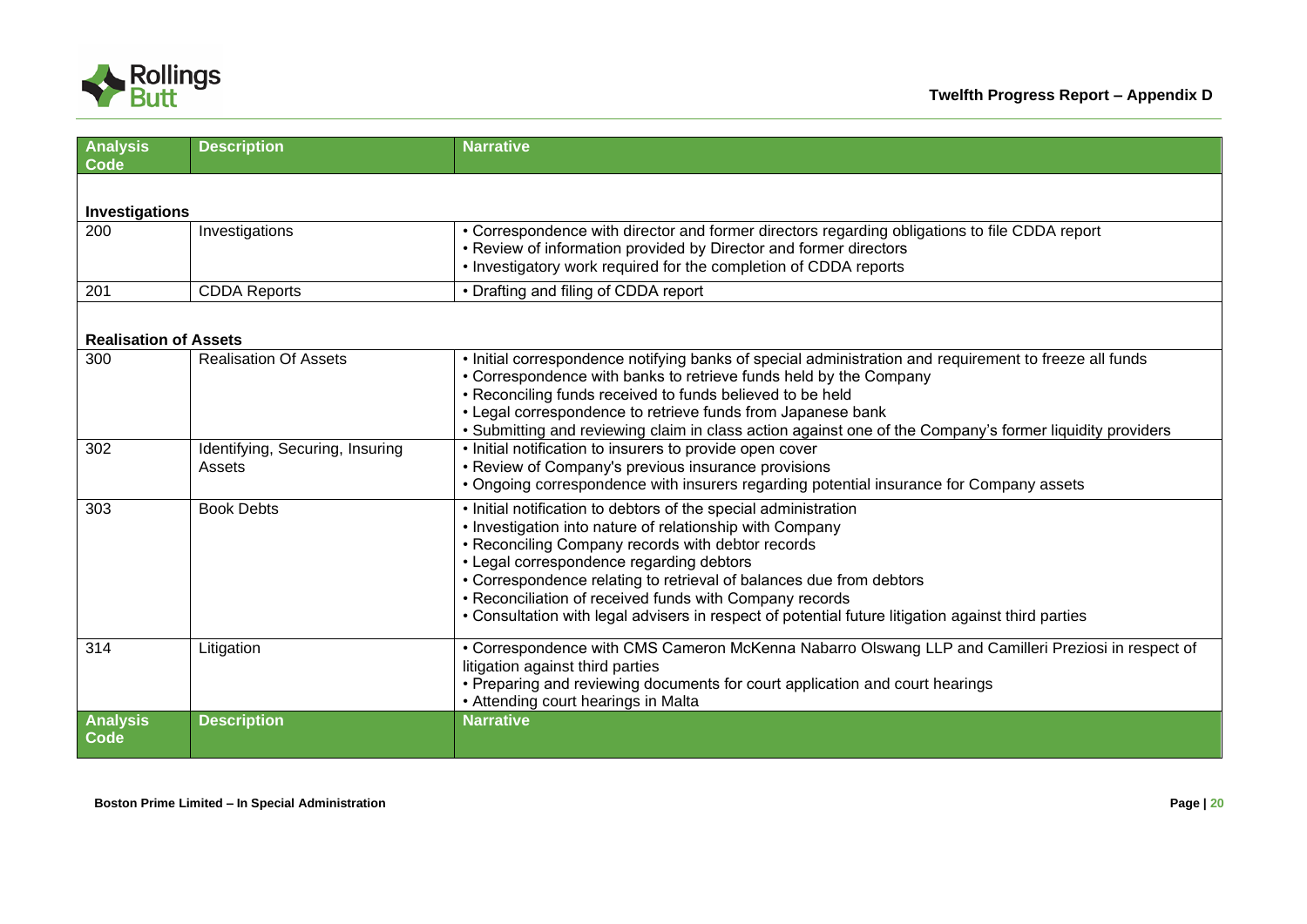| Analysis Code | Description | Narrative |
|---|---|---|
| **Investigations** | | |
| 200 | Investigations | • Correspondence with director and former directors regarding obligations to file CDDA report<br>• Review of information provided by Director and former directors<br>• Investigatory work required for the completion of CDDA reports |
| 201 | CDDA Reports | • Drafting and filing of CDDA report |
| **Realisation of Assets** | | |
| 300 | Realisation Of Assets | • Initial correspondence notifying banks of special administration and requirement to freeze all funds<br>• Correspondence with banks to retrieve funds held by the Company<br>• Reconciling funds received to funds believed to be held<br>• Legal correspondence to retrieve funds from Japanese bank<br>• Submitting and reviewing claim in class action against one of the Company's former liquidity providers |
| 302 | Identifying, Securing, Insuring Assets | • Initial notification to insurers to provide open cover<br>• Review of Company's previous insurance provisions<br>• Ongoing correspondence with insurers regarding potential insurance for Company assets |
| 303 | Book Debts | • Initial notification to debtors of the special administration<br>• Investigation into nature of relationship with Company<br>• Reconciling Company records with debtor records<br>• Legal correspondence regarding debtors<br>• Correspondence relating to retrieval of balances due from debtors<br>• Reconciliation of received funds with Company records<br>• Consultation with legal advisers in respect of potential future litigation against third parties |
| 314 | Litigation | • Correspondence with CMS Cameron McKenna Nabarro Olswang LLP and Camilleri Preziosi in respect of litigation against third parties<br>• Preparing and reviewing documents for court application and court hearings<br>• Attending court hearings in Malta |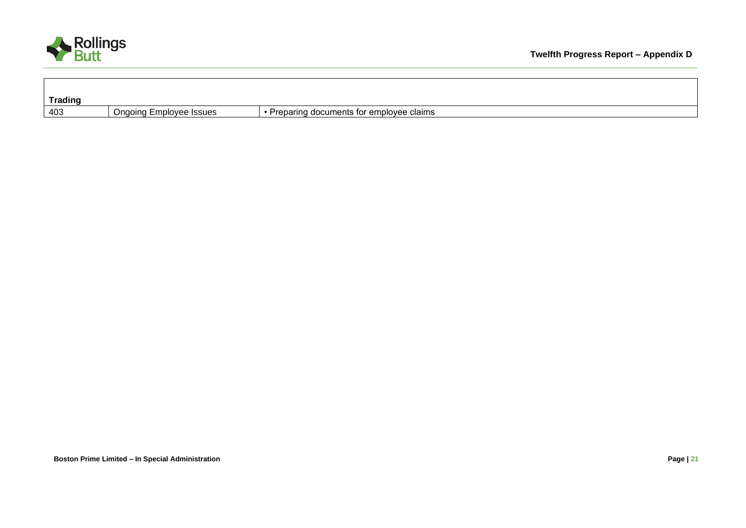| | | |
|---|---|---|
| **Trading** | | |
| 403 | Ongoing Employee Issues | • Preparing documents for employee claims |